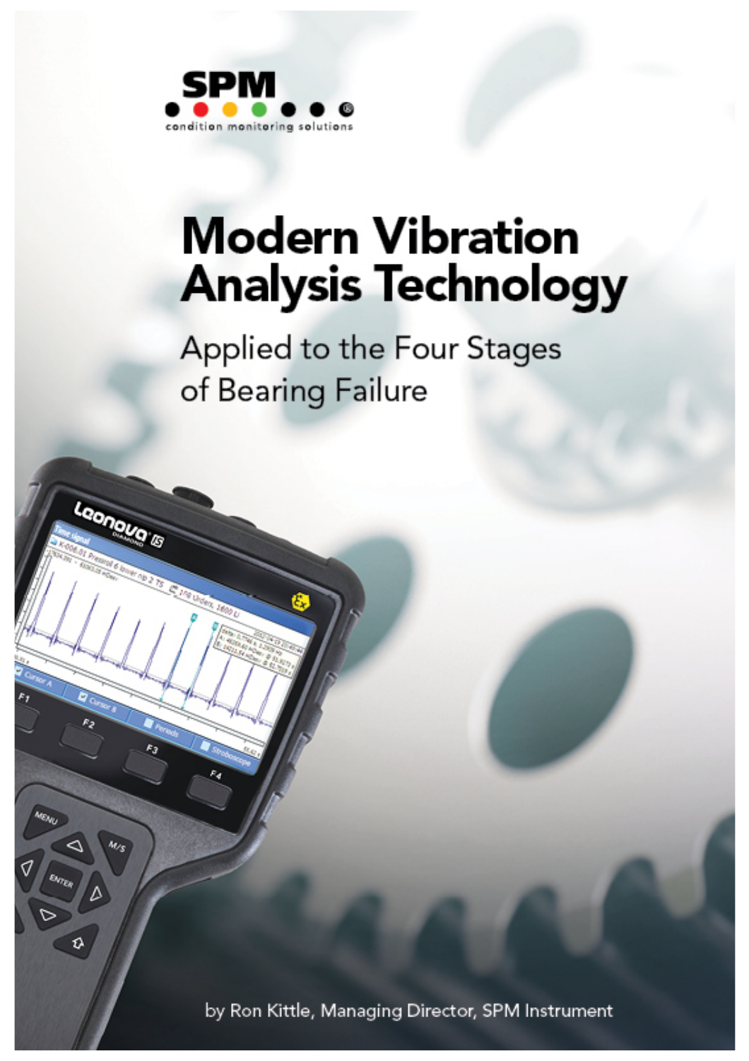SPM

condition monitoring solutions

# Modern Vibration Analysis Technology

## Applied to the Four Stages of Bearing Failure

by Ron Kittle, Managing Director, SPM Instrument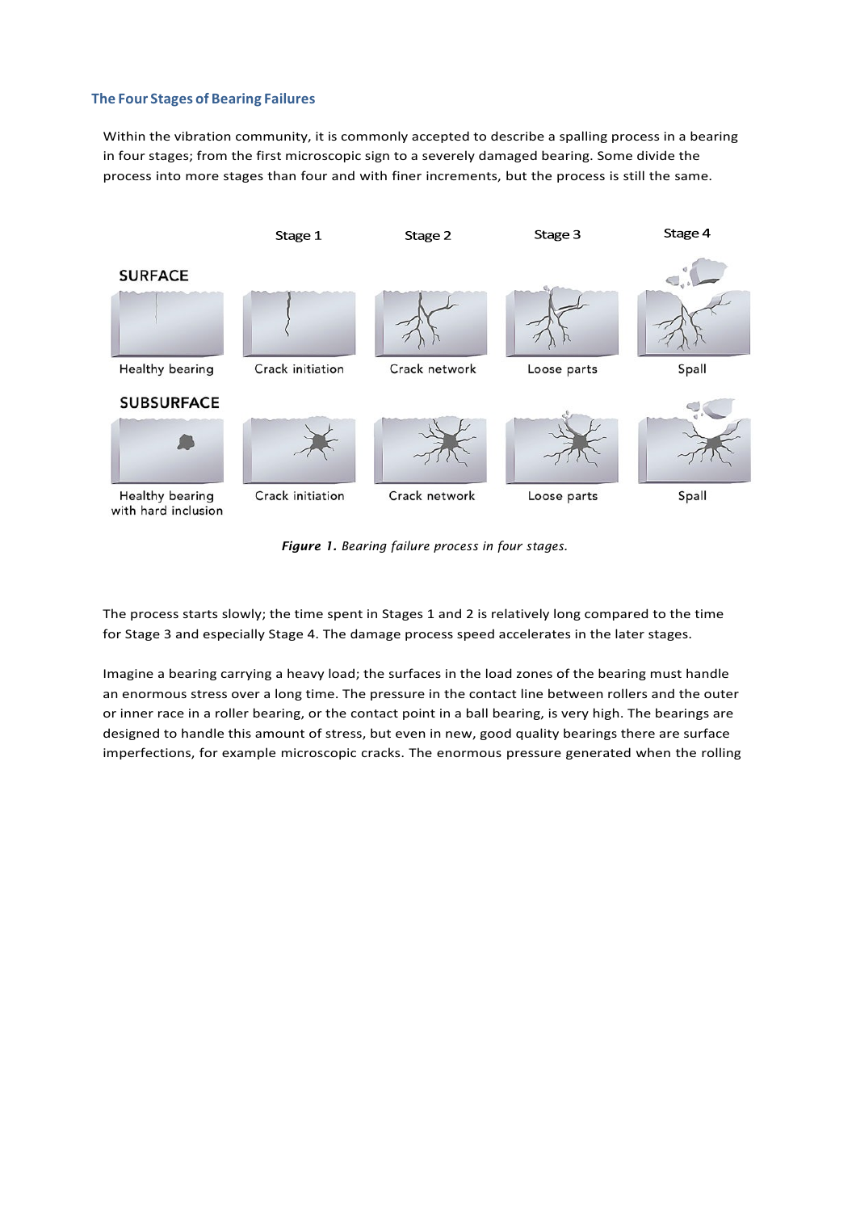## The Four Stages of Bearing Failures

Within the vibration community, it is commonly accepted to describe a spalling process in a bearing in four stages; from the first microscopic sign to a severely damaged bearing. Some divide the process into more stages than four and with finer increments, but the process is still the same.

***Figure 1.*** *Bearing failure process in four stages.*

The process starts slowly; the time spent in Stages 1 and 2 is relatively long compared to the time for Stage 3 and especially Stage 4. The damage process speed accelerates in the later stages.

Imagine a bearing carrying a heavy load; the surfaces in the load zones of the bearing must handle an enormous stress over a long time. The pressure in the contact line between rollers and the outer or inner race in a roller bearing, or the contact point in a ball bearing, is very high. The bearings are designed to handle this amount of stress, but even in new, good quality bearings there are surface imperfections, for example microscopic cracks. The enormous pressure generated when the rolling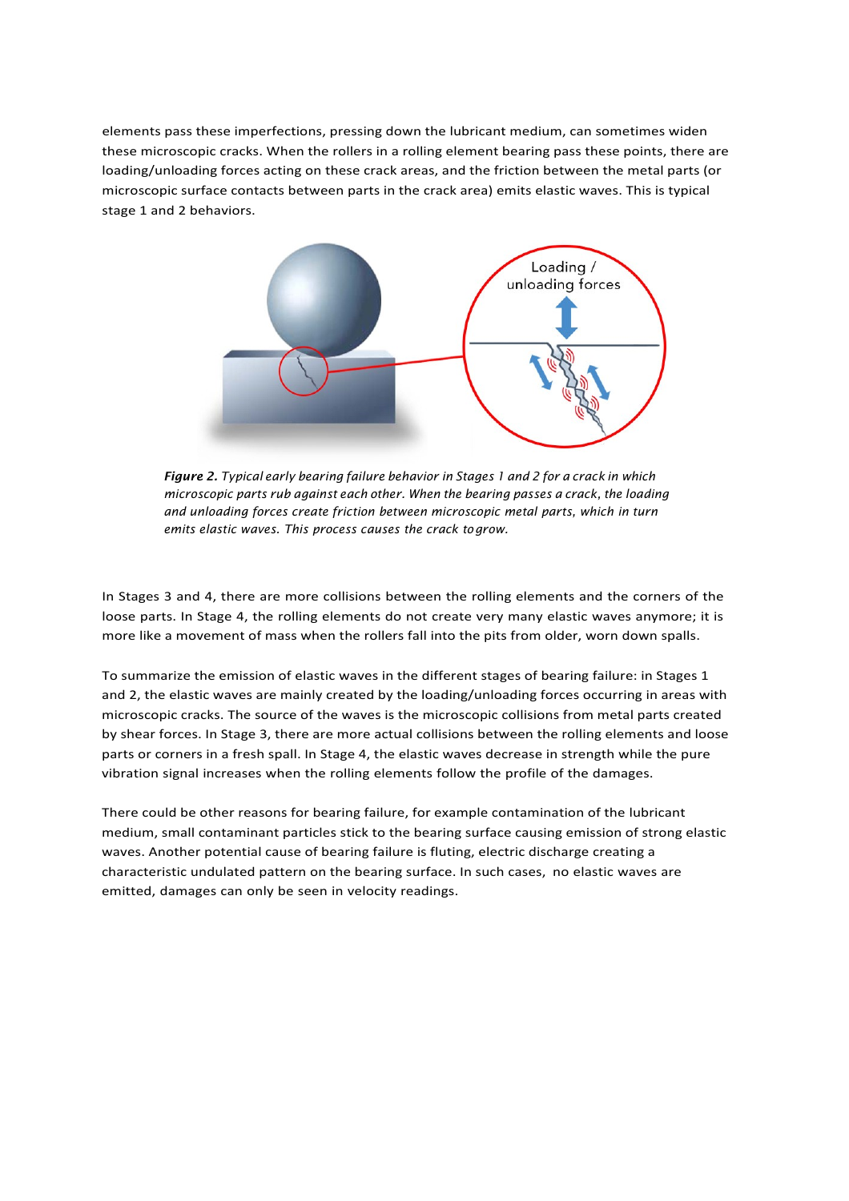elements pass these imperfections, pressing down the lubricant medium, can sometimes widen these microscopic cracks. When the rollers in a rolling element bearing pass these points, there are loading/unloading forces acting on these crack areas, and the friction between the metal parts (or microscopic surface contacts between parts in the crack area) emits elastic waves. This is typical stage 1 and 2 behaviors.

***Figure 2.*** *Typical early bearing failure behavior in Stages 1 and 2 for a crack in which microscopic parts rub against each other. When the bearing passes a crack, the loading and unloading forces create friction between microscopic metal parts, which in turn emits elastic waves. This process causes the crack to grow.*

In Stages 3 and 4, there are more collisions between the rolling elements and the corners of the loose parts. In Stage 4, the rolling elements do not create very many elastic waves anymore; it is more like a movement of mass when the rollers fall into the pits from older, worn down spalls.

To summarize the emission of elastic waves in the different stages of bearing failure: in Stages 1 and 2, the elastic waves are mainly created by the loading/unloading forces occurring in areas with microscopic cracks. The source of the waves is the microscopic collisions from metal parts created by shear forces. In Stage 3, there are more actual collisions between the rolling elements and loose parts or corners in a fresh spall. In Stage 4, the elastic waves decrease in strength while the pure vibration signal increases when the rolling elements follow the profile of the damages.

There could be other reasons for bearing failure, for example contamination of the lubricant medium, small contaminant particles stick to the bearing surface causing emission of strong elastic waves. Another potential cause of bearing failure is fluting, electric discharge creating a characteristic undulated pattern on the bearing surface. In such cases, no elastic waves are emitted, damages can only be seen in velocity readings.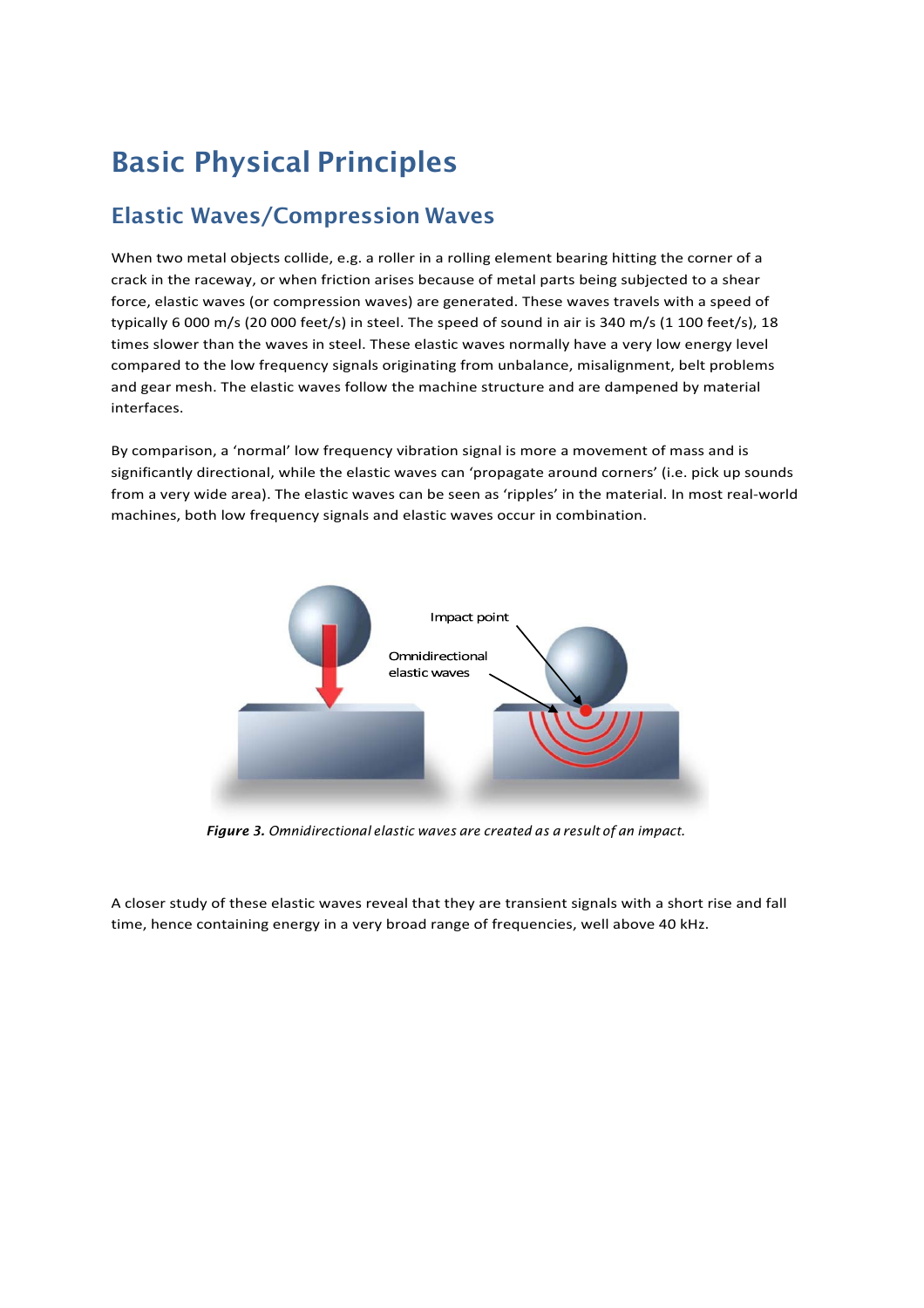# Basic Physical Principles

## Elastic Waves/Compression Waves

When two metal objects collide, e.g. a roller in a rolling element bearing hitting the corner of a crack in the raceway, or when friction arises because of metal parts being subjected to a shear force, elastic waves (or compression waves) are generated. These waves travels with a speed of typically 6 000 m/s (20 000 feet/s) in steel. The speed of sound in air is 340 m/s (1 100 feet/s), 18 times slower than the waves in steel. These elastic waves normally have a very low energy level compared to the low frequency signals originating from unbalance, misalignment, belt problems and gear mesh. The elastic waves follow the machine structure and are dampened by material interfaces.

By comparison, a 'normal' low frequency vibration signal is more a movement of mass and is significantly directional, while the elastic waves can 'propagate around corners' (i.e. pick up sounds from a very wide area). The elastic waves can be seen as 'ripples' in the material. In most real-world machines, both low frequency signals and elastic waves occur in combination.

***Figure 3.*** *Omnidirectional elastic waves are created as a result of an impact.*

A closer study of these elastic waves reveal that they are transient signals with a short rise and fall time, hence containing energy in a very broad range of frequencies, well above 40 kHz.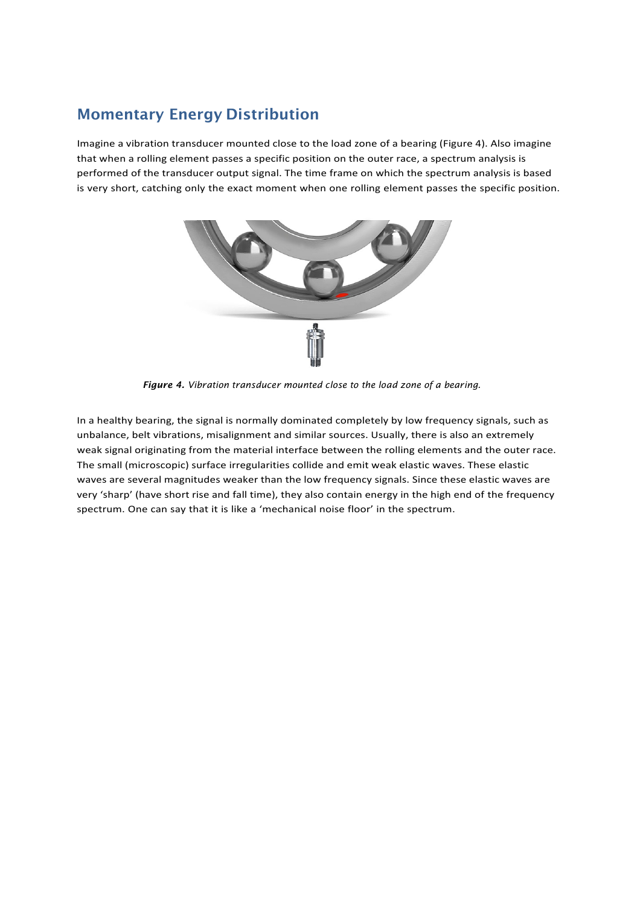## Momentary Energy Distribution

Imagine a vibration transducer mounted close to the load zone of a bearing (Figure 4). Also imagine that when a rolling element passes a specific position on the outer race, a spectrum analysis is performed of the transducer output signal. The time frame on which the spectrum analysis is based is very short, catching only the exact moment when one rolling element passes the specific position.

***Figure 4.*** *Vibration transducer mounted close to the load zone of a bearing.*

In a healthy bearing, the signal is normally dominated completely by low frequency signals, such as unbalance, belt vibrations, misalignment and similar sources. Usually, there is also an extremely weak signal originating from the material interface between the rolling elements and the outer race. The small (microscopic) surface irregularities collide and emit weak elastic waves. These elastic waves are several magnitudes weaker than the low frequency signals. Since these elastic waves are very 'sharp' (have short rise and fall time), they also contain energy in the high end of the frequency spectrum. One can say that it is like a 'mechanical noise floor' in the spectrum.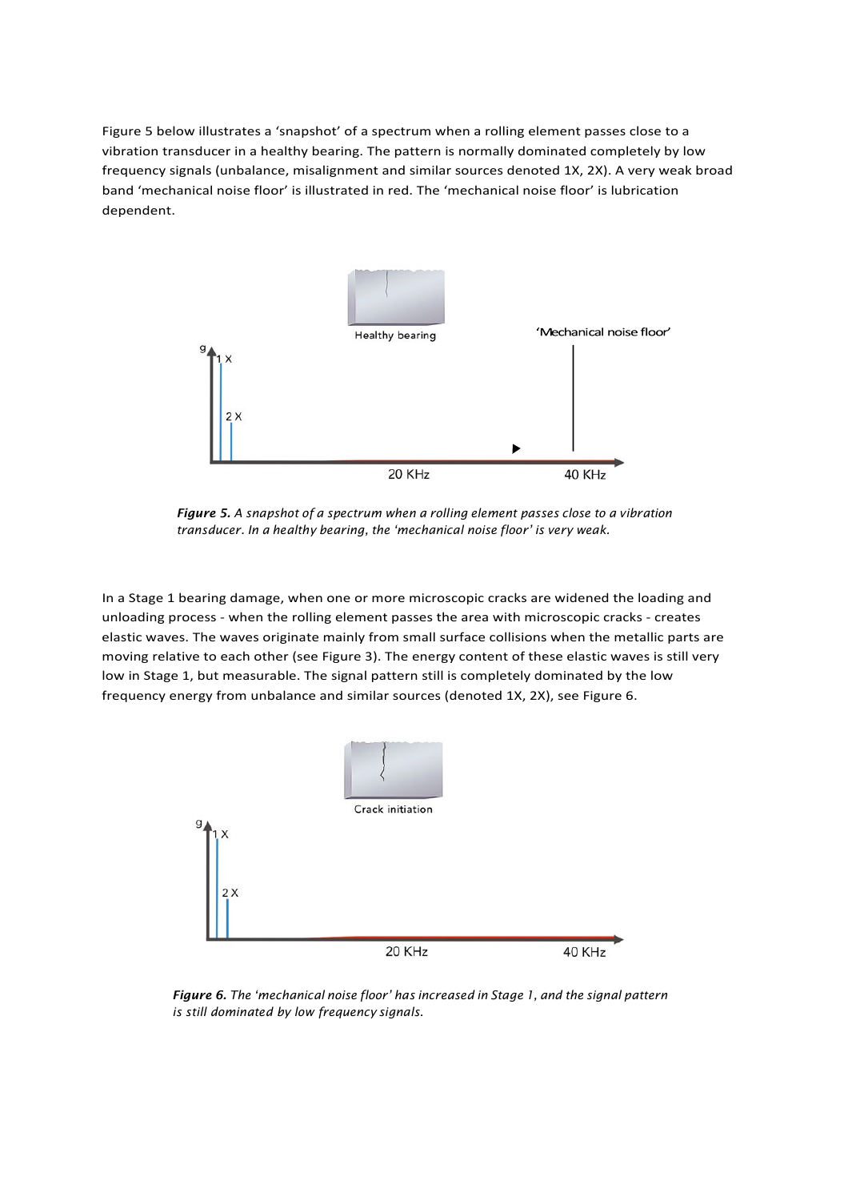Figure 5 below illustrates a 'snapshot' of a spectrum when a rolling element passes close to a vibration transducer in a healthy bearing. The pattern is normally dominated completely by low frequency signals (unbalance, misalignment and similar sources denoted 1X, 2X). A very weak broad band 'mechanical noise floor' is illustrated in red. The 'mechanical noise floor' is lubrication dependent.

***Figure 5.*** *A snapshot of a spectrum when a rolling element passes close to a vibration transducer. In a healthy bearing, the 'mechanical noise floor' is very weak.*

In a Stage 1 bearing damage, when one or more microscopic cracks are widened the loading and unloading process - when the rolling element passes the area with microscopic cracks - creates elastic waves. The waves originate mainly from small surface collisions when the metallic parts are moving relative to each other (see Figure 3). The energy content of these elastic waves is still very low in Stage 1, but measurable. The signal pattern still is completely dominated by the low frequency energy from unbalance and similar sources (denoted 1X, 2X), see Figure 6.

***Figure 6.*** *The 'mechanical noise floor' has increased in Stage 1, and the signal pattern is still dominated by low frequency signals.*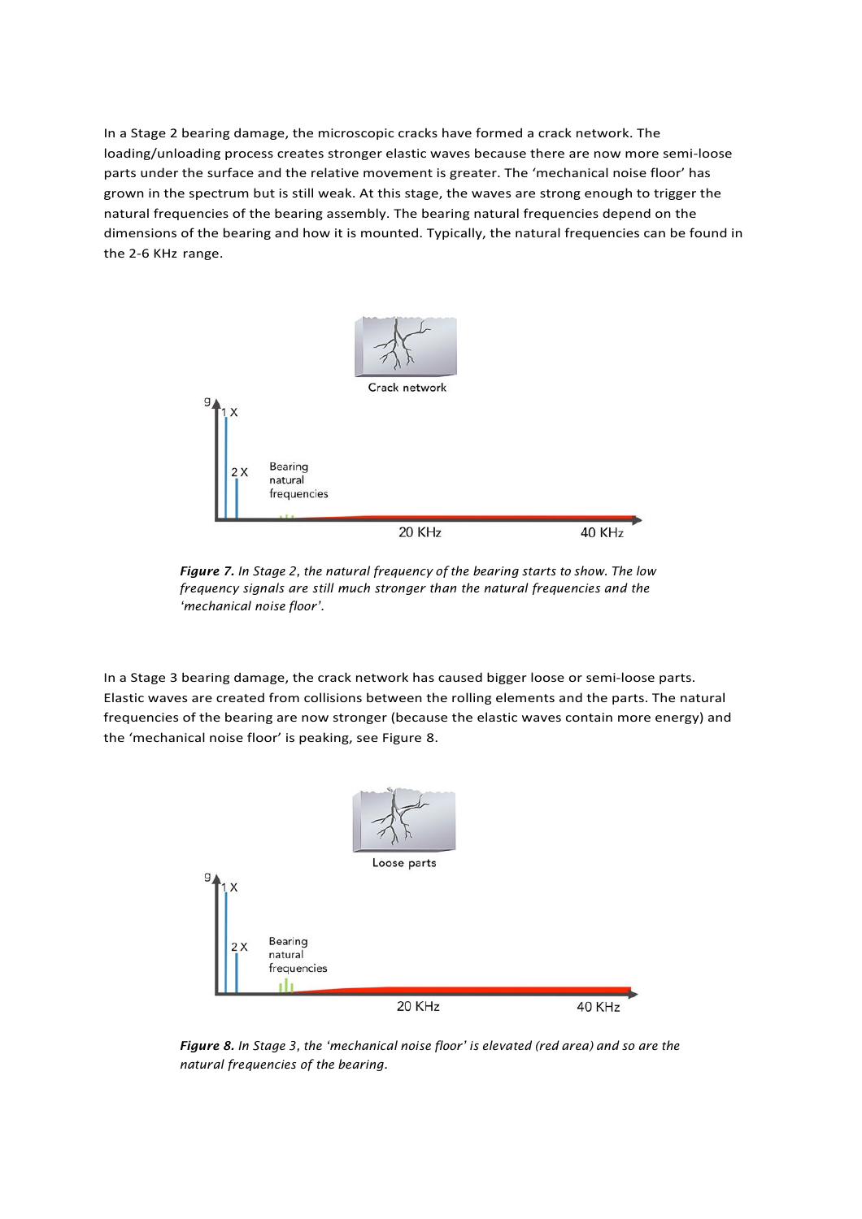In a Stage 2 bearing damage, the microscopic cracks have formed a crack network. The loading/unloading process creates stronger elastic waves because there are now more semi-loose parts under the surface and the relative movement is greater. The 'mechanical noise floor' has grown in the spectrum but is still weak. At this stage, the waves are strong enough to trigger the natural frequencies of the bearing assembly. The bearing natural frequencies depend on the dimensions of the bearing and how it is mounted. Typically, the natural frequencies can be found in the 2-6 KHz range.

***Figure 7.*** *In Stage 2, the natural frequency of the bearing starts to show. The low frequency signals are still much stronger than the natural frequencies and the 'mechanical noise floor'.*

In a Stage 3 bearing damage, the crack network has caused bigger loose or semi-loose parts. Elastic waves are created from collisions between the rolling elements and the parts. The natural frequencies of the bearing are now stronger (because the elastic waves contain more energy) and the 'mechanical noise floor' is peaking, see Figure 8.

***Figure 8.*** *In Stage 3, the 'mechanical noise floor' is elevated (red area) and so are the natural frequencies of the bearing.*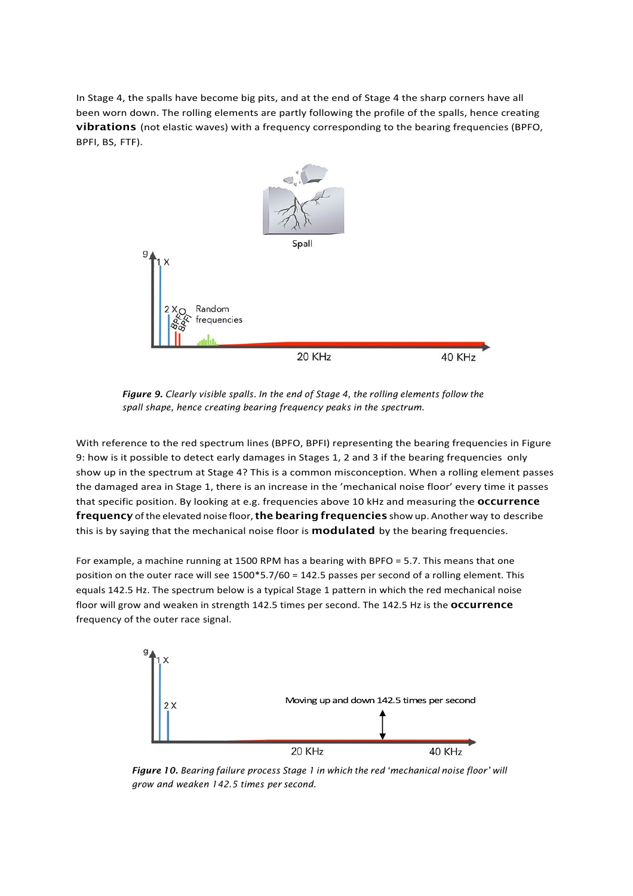In Stage 4, the spalls have become big pits, and at the end of Stage 4 the sharp corners have all been worn down. The rolling elements are partly following the profile of the spalls, hence creating **vibrations** (not elastic waves) with a frequency corresponding to the bearing frequencies (BPFO, BPFI, BS, FTF).

***Figure 9.*** *Clearly visible spalls. In the end of Stage 4, the rolling elements follow the spall shape, hence creating bearing frequency peaks in the spectrum.*

With reference to the red spectrum lines (BPFO, BPFI) representing the bearing frequencies in Figure 9: how is it possible to detect early damages in Stages 1, 2 and 3 if the bearing frequencies only show up in the spectrum at Stage 4? This is a common misconception. When a rolling element passes the damaged area in Stage 1, there is an increase in the 'mechanical noise floor' every time it passes that specific position. By looking at e.g. frequencies above 10 kHz and measuring the **occurrence frequency** of the elevated noise floor, **the bearing frequencies** show up. Another way to describe this is by saying that the mechanical noise floor is **modulated** by the bearing frequencies.

For example, a machine running at 1500 RPM has a bearing with BPFO = 5.7. This means that one position on the outer race will see 1500*5.7/60 = 142.5 passes per second of a rolling element. This equals 142.5 Hz. The spectrum below is a typical Stage 1 pattern in which the red mechanical noise floor will grow and weaken in strength 142.5 times per second. The 142.5 Hz is the **occurrence** frequency of the outer race signal.

***Figure 10.*** *Bearing failure process Stage 1 in which the red 'mechanical noise floor' will grow and weaken 142.5 times per second.*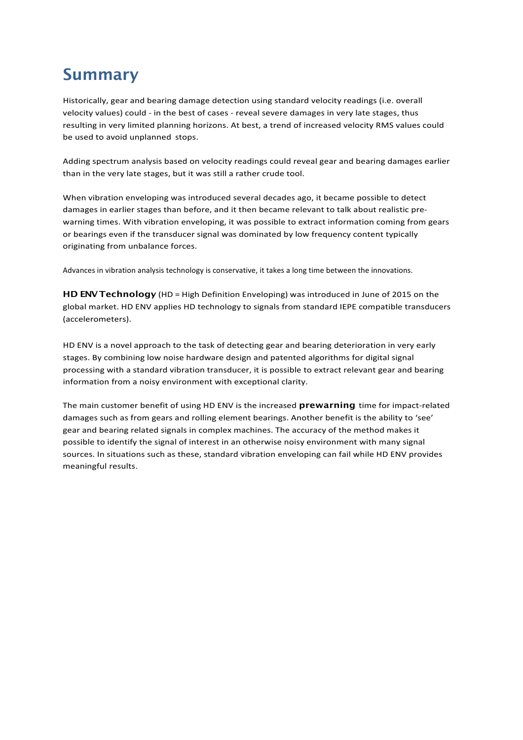# Summary

Historically, gear and bearing damage detection using standard velocity readings (i.e. overall velocity values) could - in the best of cases - reveal severe damages in very late stages, thus resulting in very limited planning horizons. At best, a trend of increased velocity RMS values could be used to avoid unplanned stops.

Adding spectrum analysis based on velocity readings could reveal gear and bearing damages earlier than in the very late stages, but it was still a rather crude tool.

When vibration enveloping was introduced several decades ago, it became possible to detect damages in earlier stages than before, and it then became relevant to talk about realistic pre-warning times. With vibration enveloping, it was possible to extract information coming from gears or bearings even if the transducer signal was dominated by low frequency content typically originating from unbalance forces.

Advances in vibration analysis technology is conservative, it takes a long time between the innovations.

**HD ENV Technology** (HD = High Definition Enveloping) was introduced in June of 2015 on the global market. HD ENV applies HD technology to signals from standard IEPE compatible transducers (accelerometers).

HD ENV is a novel approach to the task of detecting gear and bearing deterioration in very early stages. By combining low noise hardware design and patented algorithms for digital signal processing with a standard vibration transducer, it is possible to extract relevant gear and bearing information from a noisy environment with exceptional clarity.

The main customer benefit of using HD ENV is the increased **prewarning** time for impact-related damages such as from gears and rolling element bearings. Another benefit is the ability to 'see' gear and bearing related signals in complex machines. The accuracy of the method makes it possible to identify the signal of interest in an otherwise noisy environment with many signal sources. In situations such as these, standard vibration enveloping can fail while HD ENV provides meaningful results.